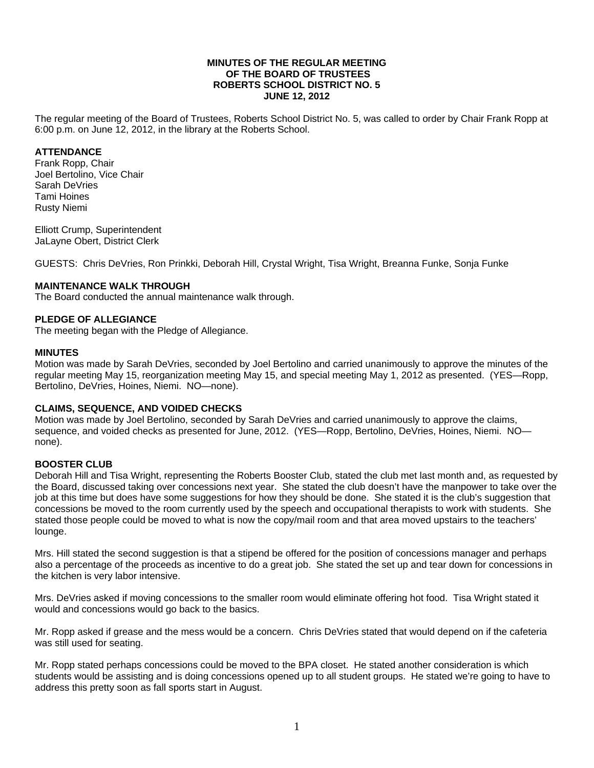**MINUTES OF THE REGULAR MEETING
OF THE BOARD OF TRUSTEES
ROBERTS SCHOOL DISTRICT NO. 5
JUNE 12, 2012**

The regular meeting of the Board of Trustees, Roberts School District No. 5, was called to order by Chair Frank Ropp at 6:00 p.m. on June 12, 2012, in the library at the Roberts School.

**ATTENDANCE**

Frank Ropp, Chair
Joel Bertolino, Vice Chair
Sarah DeVries
Tami Hoines
Rusty Niemi

Elliott Crump, Superintendent
JaLayne Obert, District Clerk

GUESTS: Chris DeVries, Ron Prinkki, Deborah Hill, Crystal Wright, Tisa Wright, Breanna Funke, Sonja Funke

**MAINTENANCE WALK THROUGH**

The Board conducted the annual maintenance walk through.

**PLEDGE OF ALLEGIANCE**

The meeting began with the Pledge of Allegiance.

**MINUTES**

Motion was made by Sarah DeVries, seconded by Joel Bertolino and carried unanimously to approve the minutes of the regular meeting May 15, reorganization meeting May 15, and special meeting May 1, 2012 as presented. (YES—Ropp, Bertolino, DeVries, Hoines, Niemi. NO—none).

**CLAIMS, SEQUENCE, AND VOIDED CHECKS**

Motion was made by Joel Bertolino, seconded by Sarah DeVries and carried unanimously to approve the claims, sequence, and voided checks as presented for June, 2012. (YES—Ropp, Bertolino, DeVries, Hoines, Niemi. NO—none).

**BOOSTER CLUB**

Deborah Hill and Tisa Wright, representing the Roberts Booster Club, stated the club met last month and, as requested by the Board, discussed taking over concessions next year. She stated the club doesn't have the manpower to take over the job at this time but does have some suggestions for how they should be done. She stated it is the club's suggestion that concessions be moved to the room currently used by the speech and occupational therapists to work with students. She stated those people could be moved to what is now the copy/mail room and that area moved upstairs to the teachers' lounge.

Mrs. Hill stated the second suggestion is that a stipend be offered for the position of concessions manager and perhaps also a percentage of the proceeds as incentive to do a great job. She stated the set up and tear down for concessions in the kitchen is very labor intensive.

Mrs. DeVries asked if moving concessions to the smaller room would eliminate offering hot food. Tisa Wright stated it would and concessions would go back to the basics.

Mr. Ropp asked if grease and the mess would be a concern. Chris DeVries stated that would depend on if the cafeteria was still used for seating.

Mr. Ropp stated perhaps concessions could be moved to the BPA closet. He stated another consideration is which students would be assisting and is doing concessions opened up to all student groups. He stated we're going to have to address this pretty soon as fall sports start in August.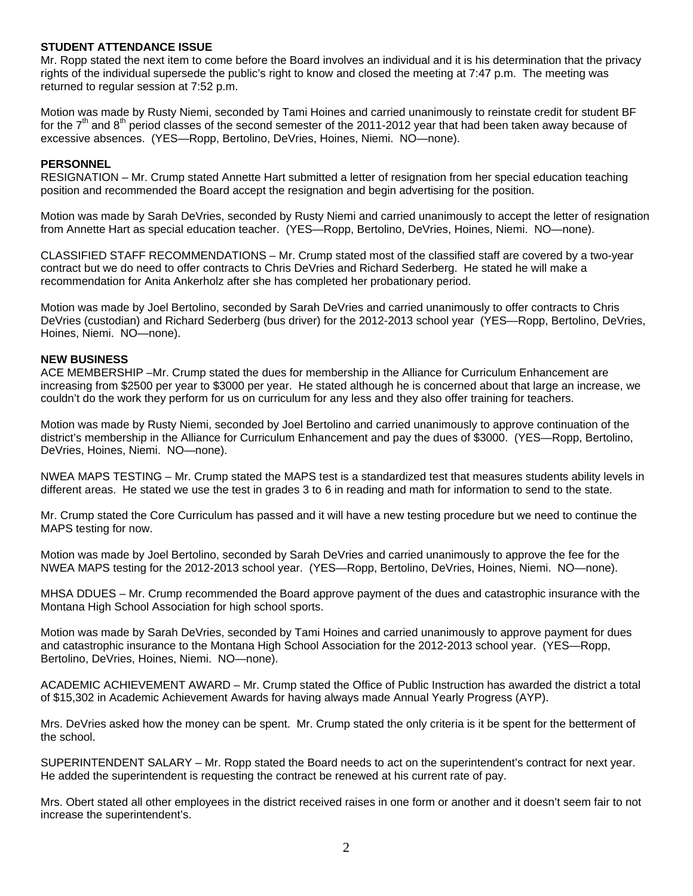**STUDENT ATTENDANCE ISSUE**

Mr. Ropp stated the next item to come before the Board involves an individual and it is his determination that the privacy rights of the individual supersede the public's right to know and closed the meeting at 7:47 p.m. The meeting was returned to regular session at 7:52 p.m.

Motion was made by Rusty Niemi, seconded by Tami Hoines and carried unanimously to reinstate credit for student BF for the 7th and 8th period classes of the second semester of the 2011-2012 year that had been taken away because of excessive absences. (YES—Ropp, Bertolino, DeVries, Hoines, Niemi. NO—none).

**PERSONNEL**

RESIGNATION – Mr. Crump stated Annette Hart submitted a letter of resignation from her special education teaching position and recommended the Board accept the resignation and begin advertising for the position.

Motion was made by Sarah DeVries, seconded by Rusty Niemi and carried unanimously to accept the letter of resignation from Annette Hart as special education teacher. (YES—Ropp, Bertolino, DeVries, Hoines, Niemi. NO—none).

CLASSIFIED STAFF RECOMMENDATIONS – Mr. Crump stated most of the classified staff are covered by a two-year contract but we do need to offer contracts to Chris DeVries and Richard Sederberg. He stated he will make a recommendation for Anita Ankerholz after she has completed her probationary period.

Motion was made by Joel Bertolino, seconded by Sarah DeVries and carried unanimously to offer contracts to Chris DeVries (custodian) and Richard Sederberg (bus driver) for the 2012-2013 school year (YES—Ropp, Bertolino, DeVries, Hoines, Niemi. NO—none).

**NEW BUSINESS**

ACE MEMBERSHIP –Mr. Crump stated the dues for membership in the Alliance for Curriculum Enhancement are increasing from $2500 per year to $3000 per year. He stated although he is concerned about that large an increase, we couldn't do the work they perform for us on curriculum for any less and they also offer training for teachers.

Motion was made by Rusty Niemi, seconded by Joel Bertolino and carried unanimously to approve continuation of the district's membership in the Alliance for Curriculum Enhancement and pay the dues of $3000. (YES—Ropp, Bertolino, DeVries, Hoines, Niemi. NO—none).

NWEA MAPS TESTING – Mr. Crump stated the MAPS test is a standardized test that measures students ability levels in different areas. He stated we use the test in grades 3 to 6 in reading and math for information to send to the state.

Mr. Crump stated the Core Curriculum has passed and it will have a new testing procedure but we need to continue the MAPS testing for now.

Motion was made by Joel Bertolino, seconded by Sarah DeVries and carried unanimously to approve the fee for the NWEA MAPS testing for the 2012-2013 school year. (YES—Ropp, Bertolino, DeVries, Hoines, Niemi. NO—none).

MHSA DDUES – Mr. Crump recommended the Board approve payment of the dues and catastrophic insurance with the Montana High School Association for high school sports.

Motion was made by Sarah DeVries, seconded by Tami Hoines and carried unanimously to approve payment for dues and catastrophic insurance to the Montana High School Association for the 2012-2013 school year. (YES—Ropp, Bertolino, DeVries, Hoines, Niemi. NO—none).

ACADEMIC ACHIEVEMENT AWARD – Mr. Crump stated the Office of Public Instruction has awarded the district a total of $15,302 in Academic Achievement Awards for having always made Annual Yearly Progress (AYP).

Mrs. DeVries asked how the money can be spent. Mr. Crump stated the only criteria is it be spent for the betterment of the school.

SUPERINTENDENT SALARY – Mr. Ropp stated the Board needs to act on the superintendent's contract for next year. He added the superintendent is requesting the contract be renewed at his current rate of pay.

Mrs. Obert stated all other employees in the district received raises in one form or another and it doesn't seem fair to not increase the superintendent's.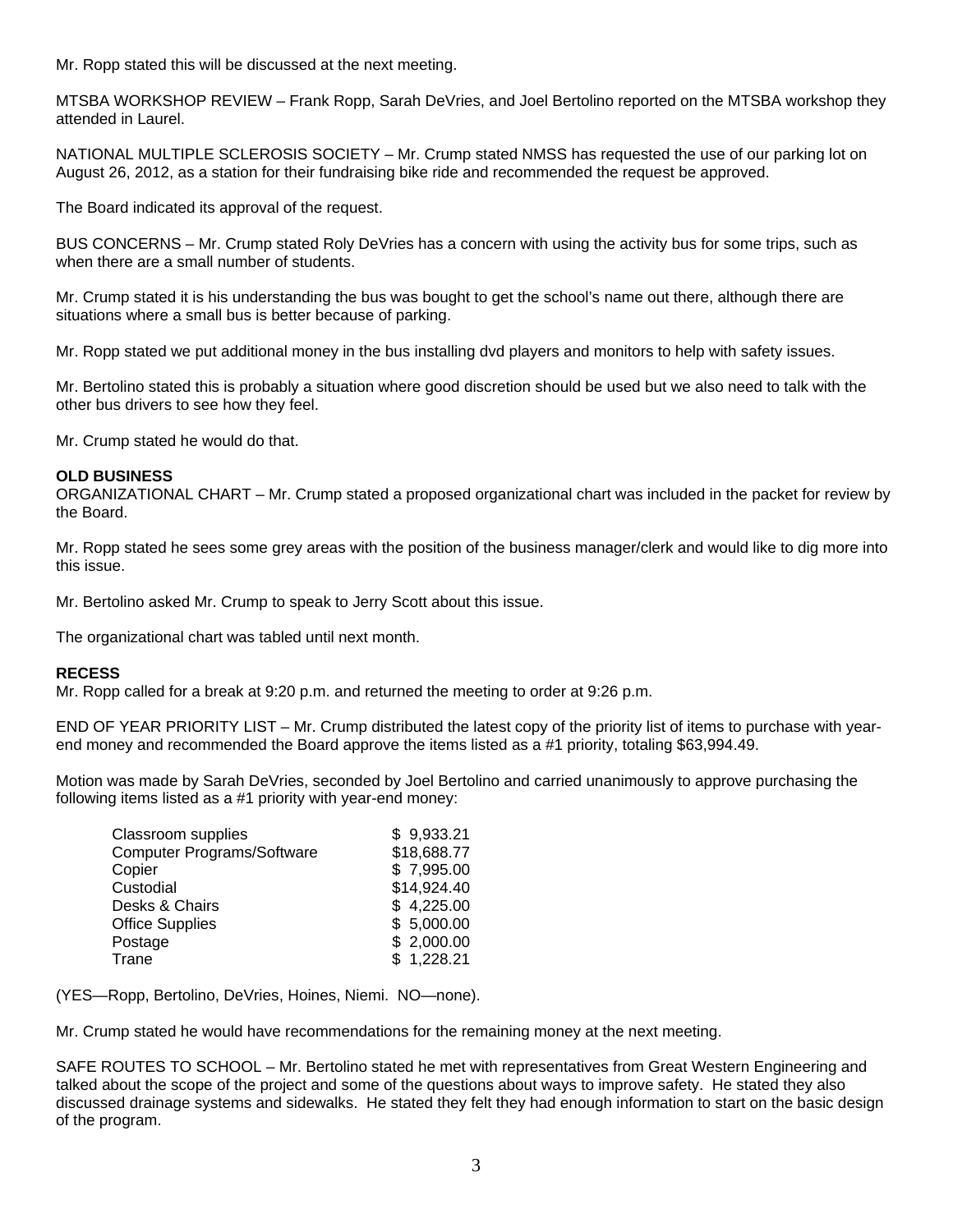Mr. Ropp stated this will be discussed at the next meeting.

MTSBA WORKSHOP REVIEW – Frank Ropp, Sarah DeVries, and Joel Bertolino reported on the MTSBA workshop they attended in Laurel.

NATIONAL MULTIPLE SCLEROSIS SOCIETY – Mr. Crump stated NMSS has requested the use of our parking lot on August 26, 2012, as a station for their fundraising bike ride and recommended the request be approved.

The Board indicated its approval of the request.

BUS CONCERNS – Mr. Crump stated Roly DeVries has a concern with using the activity bus for some trips, such as when there are a small number of students.

Mr. Crump stated it is his understanding the bus was bought to get the school's name out there, although there are situations where a small bus is better because of parking.

Mr. Ropp stated we put additional money in the bus installing dvd players and monitors to help with safety issues.

Mr. Bertolino stated this is probably a situation where good discretion should be used but we also need to talk with the other bus drivers to see how they feel.

Mr. Crump stated he would do that.

**OLD BUSINESS**

ORGANIZATIONAL CHART – Mr. Crump stated a proposed organizational chart was included in the packet for review by the Board.

Mr. Ropp stated he sees some grey areas with the position of the business manager/clerk and would like to dig more into this issue.

Mr. Bertolino asked Mr. Crump to speak to Jerry Scott about this issue.

The organizational chart was tabled until next month.

**RECESS**

Mr. Ropp called for a break at 9:20 p.m. and returned the meeting to order at 9:26 p.m.

END OF YEAR PRIORITY LIST – Mr. Crump distributed the latest copy of the priority list of items to purchase with year-end money and recommended the Board approve the items listed as a #1 priority, totaling $63,994.49.

Motion was made by Sarah DeVries, seconded by Joel Bertolino and carried unanimously to approve purchasing the following items listed as a #1 priority with year-end money:

| | |
|---|---|
| Classroom supplies | $ 9,933.21 |
| Computer Programs/Software | $18,688.77 |
| Copier | $ 7,995.00 |
| Custodial | $14,924.40 |
| Desks & Chairs | $ 4,225.00 |
| Office Supplies | $ 5,000.00 |
| Postage | $ 2,000.00 |
| Trane | $ 1,228.21 |

(YES—Ropp, Bertolino, DeVries, Hoines, Niemi. NO—none).

Mr. Crump stated he would have recommendations for the remaining money at the next meeting.

SAFE ROUTES TO SCHOOL – Mr. Bertolino stated he met with representatives from Great Western Engineering and talked about the scope of the project and some of the questions about ways to improve safety. He stated they also discussed drainage systems and sidewalks. He stated they felt they had enough information to start on the basic design of the program.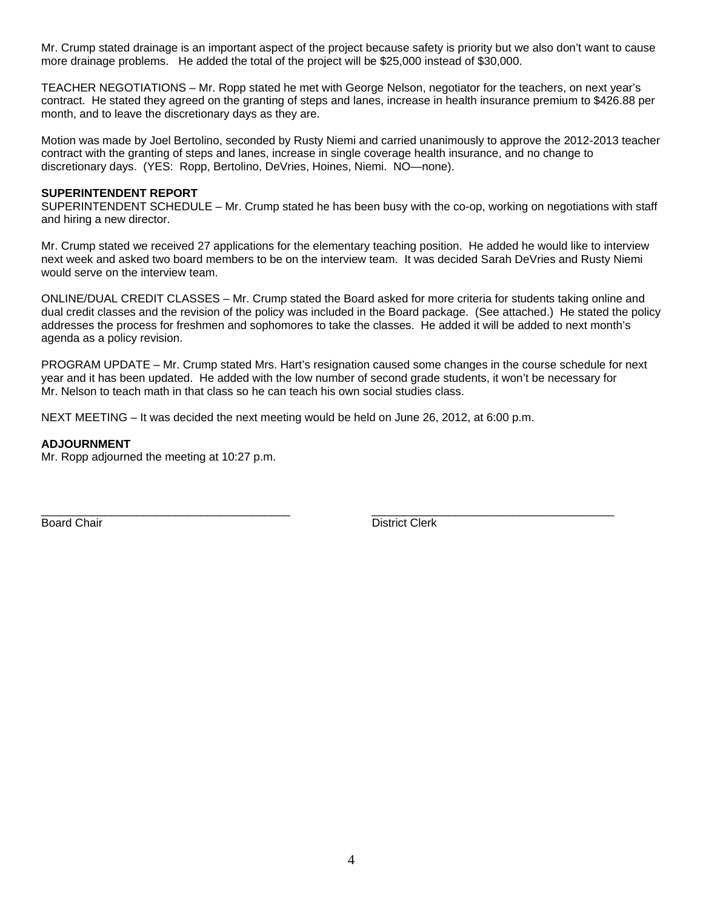Mr. Crump stated drainage is an important aspect of the project because safety is priority but we also don't want to cause more drainage problems. He added the total of the project will be $25,000 instead of $30,000.

TEACHER NEGOTIATIONS – Mr. Ropp stated he met with George Nelson, negotiator for the teachers, on next year's contract. He stated they agreed on the granting of steps and lanes, increase in health insurance premium to $426.88 per month, and to leave the discretionary days as they are.

Motion was made by Joel Bertolino, seconded by Rusty Niemi and carried unanimously to approve the 2012-2013 teacher contract with the granting of steps and lanes, increase in single coverage health insurance, and no change to discretionary days. (YES: Ropp, Bertolino, DeVries, Hoines, Niemi. NO—none).

**SUPERINTENDENT REPORT**

SUPERINTENDENT SCHEDULE – Mr. Crump stated he has been busy with the co-op, working on negotiations with staff and hiring a new director.

Mr. Crump stated we received 27 applications for the elementary teaching position. He added he would like to interview next week and asked two board members to be on the interview team. It was decided Sarah DeVries and Rusty Niemi would serve on the interview team.

ONLINE/DUAL CREDIT CLASSES – Mr. Crump stated the Board asked for more criteria for students taking online and dual credit classes and the revision of the policy was included in the Board package. (See attached.) He stated the policy addresses the process for freshmen and sophomores to take the classes. He added it will be added to next month's agenda as a policy revision.

PROGRAM UPDATE – Mr. Crump stated Mrs. Hart's resignation caused some changes in the course schedule for next year and it has been updated. He added with the low number of second grade students, it won't be necessary for Mr. Nelson to teach math in that class so he can teach his own social studies class.

NEXT MEETING – It was decided the next meeting would be held on June 26, 2012, at 6:00 p.m.

**ADJOURNMENT**

Mr. Ropp adjourned the meeting at 10:27 p.m.

_______________________________________ Board Chair

_______________________________________ District Clerk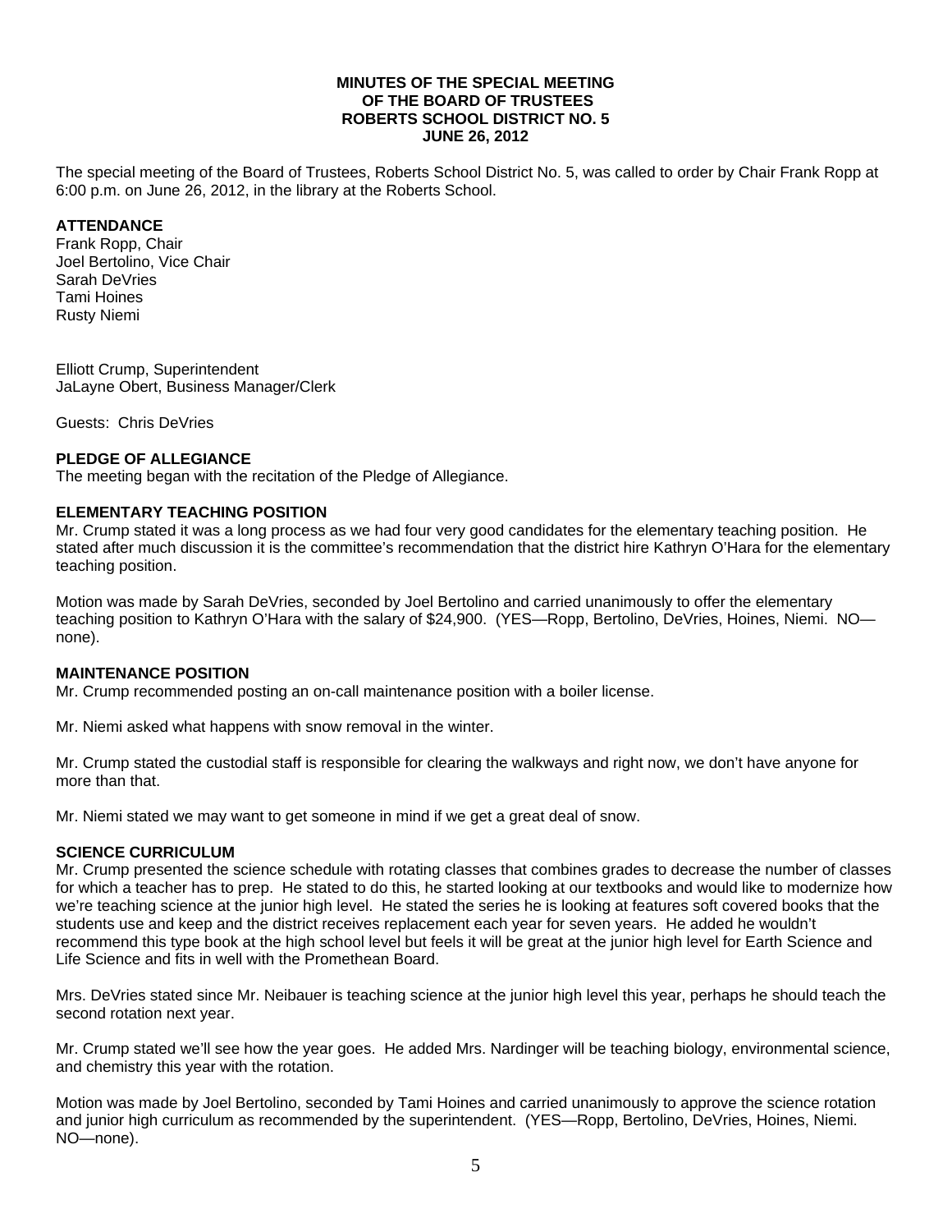**MINUTES OF THE SPECIAL MEETING**
**OF THE BOARD OF TRUSTEES**
**ROBERTS SCHOOL DISTRICT NO. 5**
**JUNE 26, 2012**

The special meeting of the Board of Trustees, Roberts School District No. 5, was called to order by Chair Frank Ropp at 6:00 p.m. on June 26, 2012, in the library at the Roberts School.

**ATTENDANCE**

Frank Ropp, Chair
Joel Bertolino, Vice Chair
Sarah DeVries
Tami Hoines
Rusty Niemi

Elliott Crump, Superintendent
JaLayne Obert, Business Manager/Clerk

Guests: Chris DeVries

**PLEDGE OF ALLEGIANCE**

The meeting began with the recitation of the Pledge of Allegiance.

**ELEMENTARY TEACHING POSITION**

Mr. Crump stated it was a long process as we had four very good candidates for the elementary teaching position. He stated after much discussion it is the committee's recommendation that the district hire Kathryn O'Hara for the elementary teaching position.

Motion was made by Sarah DeVries, seconded by Joel Bertolino and carried unanimously to offer the elementary teaching position to Kathryn O'Hara with the salary of $24,900. (YES—Ropp, Bertolino, DeVries, Hoines, Niemi. NO—none).

**MAINTENANCE POSITION**

Mr. Crump recommended posting an on-call maintenance position with a boiler license.

Mr. Niemi asked what happens with snow removal in the winter.

Mr. Crump stated the custodial staff is responsible for clearing the walkways and right now, we don't have anyone for more than that.

Mr. Niemi stated we may want to get someone in mind if we get a great deal of snow.

**SCIENCE CURRICULUM**

Mr. Crump presented the science schedule with rotating classes that combines grades to decrease the number of classes for which a teacher has to prep. He stated to do this, he started looking at our textbooks and would like to modernize how we're teaching science at the junior high level. He stated the series he is looking at features soft covered books that the students use and keep and the district receives replacement each year for seven years. He added he wouldn't recommend this type book at the high school level but feels it will be great at the junior high level for Earth Science and Life Science and fits in well with the Promethean Board.

Mrs. DeVries stated since Mr. Neibauer is teaching science at the junior high level this year, perhaps he should teach the second rotation next year.

Mr. Crump stated we'll see how the year goes. He added Mrs. Nardinger will be teaching biology, environmental science, and chemistry this year with the rotation.

Motion was made by Joel Bertolino, seconded by Tami Hoines and carried unanimously to approve the science rotation and junior high curriculum as recommended by the superintendent. (YES—Ropp, Bertolino, DeVries, Hoines, Niemi. NO—none).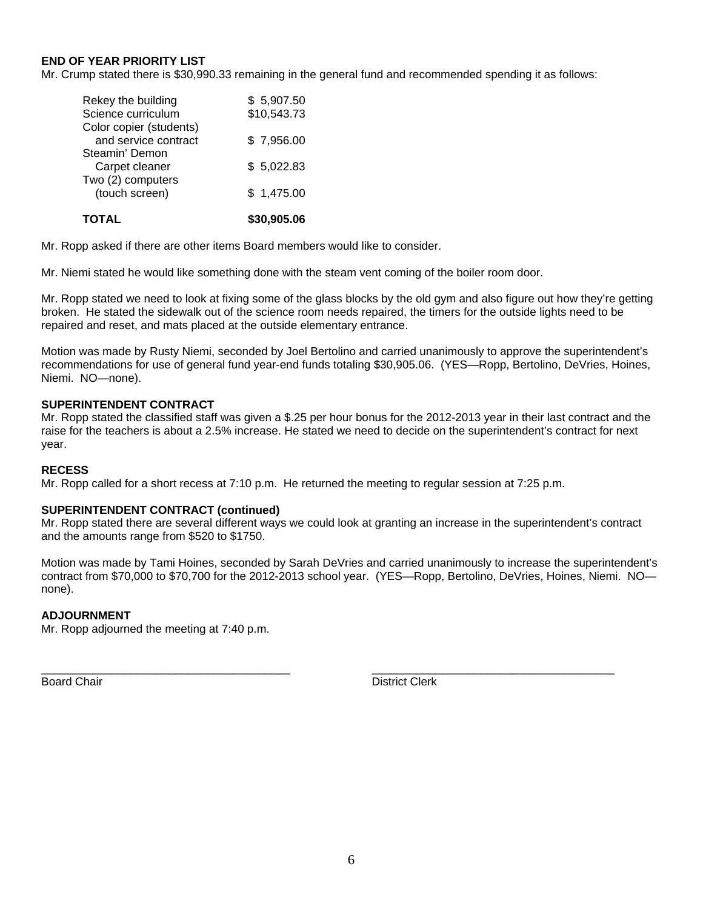**END OF YEAR PRIORITY LIST**
Mr. Crump stated there is $30,990.33 remaining in the general fund and recommended spending it as follows:

| | |
|---|---|
| Rekey the building | $ 5,907.50 |
| Science curriculum | $10,543.73 |
| Color copier (students) and service contract | $ 7,956.00 |
| Steamin' Demon Carpet cleaner | $ 5,022.83 |
| Two (2) computers (touch screen) | $ 1,475.00 |
| **TOTAL** | **$30,905.06** |

Mr. Ropp asked if there are other items Board members would like to consider.

Mr. Niemi stated he would like something done with the steam vent coming of the boiler room door.

Mr. Ropp stated we need to look at fixing some of the glass blocks by the old gym and also figure out how they're getting broken. He stated the sidewalk out of the science room needs repaired, the timers for the outside lights need to be repaired and reset, and mats placed at the outside elementary entrance.

Motion was made by Rusty Niemi, seconded by Joel Bertolino and carried unanimously to approve the superintendent's recommendations for use of general fund year-end funds totaling $30,905.06. (YES—Ropp, Bertolino, DeVries, Hoines, Niemi. NO—none).

**SUPERINTENDENT CONTRACT**
Mr. Ropp stated the classified staff was given a $.25 per hour bonus for the 2012-2013 year in their last contract and the raise for the teachers is about a 2.5% increase. He stated we need to decide on the superintendent's contract for next year.

**RECESS**
Mr. Ropp called for a short recess at 7:10 p.m. He returned the meeting to regular session at 7:25 p.m.

**SUPERINTENDENT CONTRACT (continued)**
Mr. Ropp stated there are several different ways we could look at granting an increase in the superintendent's contract and the amounts range from $520 to $1750.

Motion was made by Tami Hoines, seconded by Sarah DeVries and carried unanimously to increase the superintendent's contract from $70,000 to $70,700 for the 2012-2013 school year. (YES—Ropp, Bertolino, DeVries, Hoines, Niemi. NO—none).

**ADJOURNMENT**
Mr. Ropp adjourned the meeting at 7:40 p.m.

\_\_\_\_\_\_\_\_\_\_\_\_\_\_\_\_\_\_\_\_\_\_\_\_\_\_\_\_\_\_\_\_\_\_\_\_\_\_\_\_
Board Chair

\_\_\_\_\_\_\_\_\_\_\_\_\_\_\_\_\_\_\_\_\_\_\_\_\_\_\_\_\_\_\_\_\_\_\_\_\_\_\_\_
District Clerk